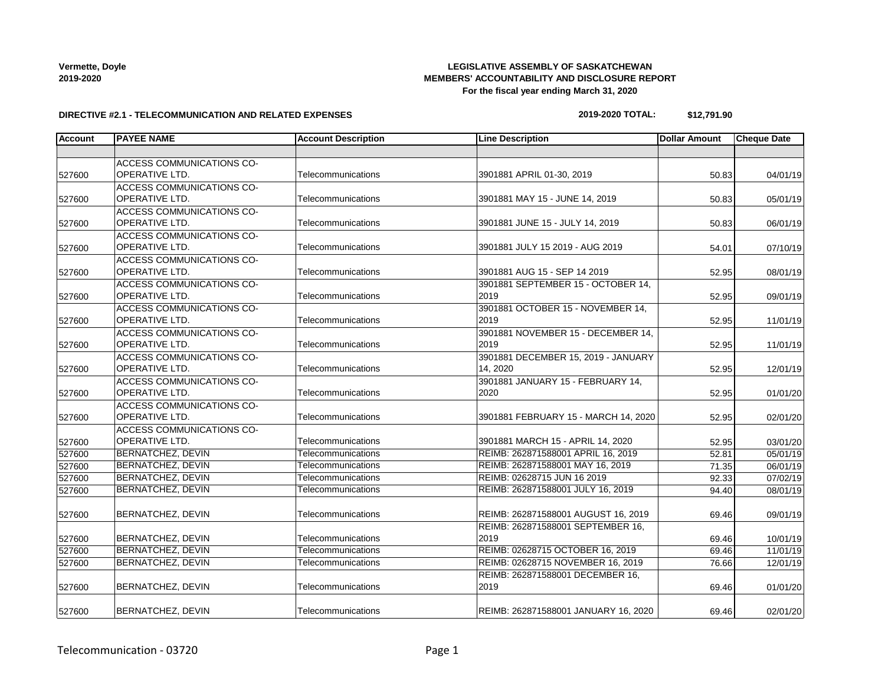**Vermette, Doyle**
**2019-2020**

**LEGISLATIVE ASSEMBLY OF SASKATCHEWAN**
**MEMBERS' ACCOUNTABILITY AND DISCLOSURE REPORT**
**For the fiscal year ending March 31, 2020**

**DIRECTIVE #2.1 - TELECOMMUNICATION AND RELATED EXPENSES**

**2019-2020 TOTAL: $12,791.90**

| Account | PAYEE NAME | Account Description | Line Description | Dollar Amount | Cheque Date |
|---|---|---|---|---|---|
| | | | | | |
| 527600 | ACCESS COMMUNICATIONS CO-OPERATIVE LTD. | Telecommunications | 3901881 APRIL 01-30, 2019 | 50.83 | 04/01/19 |
| 527600 | ACCESS COMMUNICATIONS CO-OPERATIVE LTD. | Telecommunications | 3901881 MAY 15 - JUNE 14, 2019 | 50.83 | 05/01/19 |
| 527600 | ACCESS COMMUNICATIONS CO-OPERATIVE LTD. | Telecommunications | 3901881 JUNE 15 - JULY 14, 2019 | 50.83 | 06/01/19 |
| 527600 | ACCESS COMMUNICATIONS CO-OPERATIVE LTD. | Telecommunications | 3901881 JULY 15 2019 - AUG 2019 | 54.01 | 07/10/19 |
| 527600 | ACCESS COMMUNICATIONS CO-OPERATIVE LTD. | Telecommunications | 3901881 AUG 15 - SEP 14 2019 | 52.95 | 08/01/19 |
| 527600 | ACCESS COMMUNICATIONS CO-OPERATIVE LTD. | Telecommunications | 3901881 SEPTEMBER 15 - OCTOBER 14, 2019 | 52.95 | 09/01/19 |
| 527600 | ACCESS COMMUNICATIONS CO-OPERATIVE LTD. | Telecommunications | 3901881 OCTOBER 15 - NOVEMBER 14, 2019 | 52.95 | 11/01/19 |
| 527600 | ACCESS COMMUNICATIONS CO-OPERATIVE LTD. | Telecommunications | 3901881 NOVEMBER 15 - DECEMBER 14, 2019 | 52.95 | 11/01/19 |
| 527600 | ACCESS COMMUNICATIONS CO-OPERATIVE LTD. | Telecommunications | 3901881 DECEMBER 15, 2019 - JANUARY 14, 2020 | 52.95 | 12/01/19 |
| 527600 | ACCESS COMMUNICATIONS CO-OPERATIVE LTD. | Telecommunications | 3901881 JANUARY 15 - FEBRUARY 14, 2020 | 52.95 | 01/01/20 |
| 527600 | ACCESS COMMUNICATIONS CO-OPERATIVE LTD. | Telecommunications | 3901881 FEBRUARY 15 - MARCH 14, 2020 | 52.95 | 02/01/20 |
| 527600 | ACCESS COMMUNICATIONS CO-OPERATIVE LTD. | Telecommunications | 3901881 MARCH 15 - APRIL 14, 2020 | 52.95 | 03/01/20 |
| 527600 | BERNATCHEZ, DEVIN | Telecommunications | REIMB: 262871588001 APRIL 16, 2019 | 52.81 | 05/01/19 |
| 527600 | BERNATCHEZ, DEVIN | Telecommunications | REIMB: 262871588001 MAY 16, 2019 | 71.35 | 06/01/19 |
| 527600 | BERNATCHEZ, DEVIN | Telecommunications | REIMB: 02628715 JUN 16 2019 | 92.33 | 07/02/19 |
| 527600 | BERNATCHEZ, DEVIN | Telecommunications | REIMB: 262871588001 JULY 16, 2019 | 94.40 | 08/01/19 |
| 527600 | BERNATCHEZ, DEVIN | Telecommunications | REIMB: 262871588001 AUGUST 16, 2019 | 69.46 | 09/01/19 |
| 527600 | BERNATCHEZ, DEVIN | Telecommunications | REIMB: 262871588001 SEPTEMBER 16, 2019 | 69.46 | 10/01/19 |
| 527600 | BERNATCHEZ, DEVIN | Telecommunications | REIMB: 02628715 OCTOBER 16, 2019 | 69.46 | 11/01/19 |
| 527600 | BERNATCHEZ, DEVIN | Telecommunications | REIMB: 02628715 NOVEMBER 16, 2019 | 76.66 | 12/01/19 |
| 527600 | BERNATCHEZ, DEVIN | Telecommunications | REIMB: 262871588001 DECEMBER 16, 2019 | 69.46 | 01/01/20 |
| 527600 | BERNATCHEZ, DEVIN | Telecommunications | REIMB: 262871588001 JANUARY 16, 2020 | 69.46 | 02/01/20 |

Telecommunication - 03720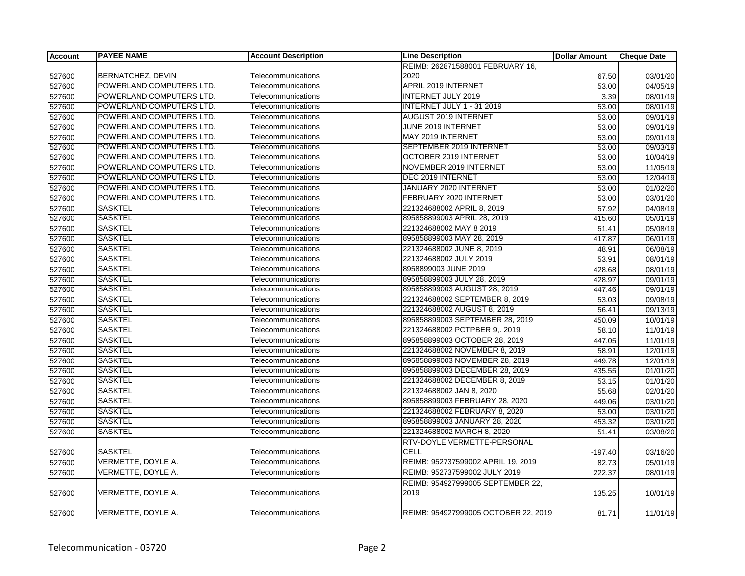| Account | PAYEE NAME | Account Description | Line Description | Dollar Amount | Cheque Date |
|---|---|---|---|---|---|
| 527600 | BERNATCHEZ, DEVIN | Telecommunications | REIMB: 262871588001 FEBRUARY 16, 2020 | 67.50 | 03/01/20 |
| 527600 | POWERLAND COMPUTERS LTD. | Telecommunications | APRIL 2019 INTERNET | 53.00 | 04/05/19 |
| 527600 | POWERLAND COMPUTERS LTD. | Telecommunications | INTERNET JULY 2019 | 3.39 | 08/01/19 |
| 527600 | POWERLAND COMPUTERS LTD. | Telecommunications | INTERNET JULY 1 - 31 2019 | 53.00 | 08/01/19 |
| 527600 | POWERLAND COMPUTERS LTD. | Telecommunications | AUGUST 2019 INTERNET | 53.00 | 09/01/19 |
| 527600 | POWERLAND COMPUTERS LTD. | Telecommunications | JUNE 2019 INTERNET | 53.00 | 09/01/19 |
| 527600 | POWERLAND COMPUTERS LTD. | Telecommunications | MAY 2019 INTERNET | 53.00 | 09/01/19 |
| 527600 | POWERLAND COMPUTERS LTD. | Telecommunications | SEPTEMBER 2019 INTERNET | 53.00 | 09/03/19 |
| 527600 | POWERLAND COMPUTERS LTD. | Telecommunications | OCTOBER 2019 INTERNET | 53.00 | 10/04/19 |
| 527600 | POWERLAND COMPUTERS LTD. | Telecommunications | NOVEMBER 2019 INTERNET | 53.00 | 11/05/19 |
| 527600 | POWERLAND COMPUTERS LTD. | Telecommunications | DEC 2019 INTERNET | 53.00 | 12/04/19 |
| 527600 | POWERLAND COMPUTERS LTD. | Telecommunications | JANUARY 2020 INTERNET | 53.00 | 01/02/20 |
| 527600 | POWERLAND COMPUTERS LTD. | Telecommunications | FEBRUARY 2020 INTERNET | 53.00 | 03/01/20 |
| 527600 | SASKTEL | Telecommunications | 221324688002 APRIL 8, 2019 | 57.92 | 04/08/19 |
| 527600 | SASKTEL | Telecommunications | 895858899003 APRIL 28, 2019 | 415.60 | 05/01/19 |
| 527600 | SASKTEL | Telecommunications | 221324688002 MAY 8 2019 | 51.41 | 05/08/19 |
| 527600 | SASKTEL | Telecommunications | 895858899003 MAY 28, 2019 | 417.87 | 06/01/19 |
| 527600 | SASKTEL | Telecommunications | 221324688002 JUNE 8, 2019 | 48.91 | 06/08/19 |
| 527600 | SASKTEL | Telecommunications | 221324688002 JULY 2019 | 53.91 | 08/01/19 |
| 527600 | SASKTEL | Telecommunications | 8958899003 JUNE 2019 | 428.68 | 08/01/19 |
| 527600 | SASKTEL | Telecommunications | 895858899003 JULY 28, 2019 | 428.97 | 09/01/19 |
| 527600 | SASKTEL | Telecommunications | 895858899003 AUGUST 28, 2019 | 447.46 | 09/01/19 |
| 527600 | SASKTEL | Telecommunications | 221324688002 SEPTEMBER 8, 2019 | 53.03 | 09/08/19 |
| 527600 | SASKTEL | Telecommunications | 221324688002 AUGUST 8, 2019 | 56.41 | 09/13/19 |
| 527600 | SASKTEL | Telecommunications | 895858899003 SEPTEMBER 28, 2019 | 450.09 | 10/01/19 |
| 527600 | SASKTEL | Telecommunications | 221324688002 PCTPBER 9,. 2019 | 58.10 | 11/01/19 |
| 527600 | SASKTEL | Telecommunications | 895858899003 OCTOBER 28, 2019 | 447.05 | 11/01/19 |
| 527600 | SASKTEL | Telecommunications | 221324688002 NOVEMBER 8, 2019 | 58.91 | 12/01/19 |
| 527600 | SASKTEL | Telecommunications | 895858899003 NOVEMBER 28, 2019 | 449.78 | 12/01/19 |
| 527600 | SASKTEL | Telecommunications | 895858899003 DECEMBER 28, 2019 | 435.55 | 01/01/20 |
| 527600 | SASKTEL | Telecommunications | 221324688002 DECEMBER 8, 2019 | 53.15 | 01/01/20 |
| 527600 | SASKTEL | Telecommunications | 221324688002 JAN 8, 2020 | 55.68 | 02/01/20 |
| 527600 | SASKTEL | Telecommunications | 895858899003 FEBRUARY 28, 2020 | 449.06 | 03/01/20 |
| 527600 | SASKTEL | Telecommunications | 221324688002 FEBRUARY 8, 2020 | 53.00 | 03/01/20 |
| 527600 | SASKTEL | Telecommunications | 895858899003 JANUARY 28, 2020 | 453.32 | 03/01/20 |
| 527600 | SASKTEL | Telecommunications | 221324688002 MARCH 8, 2020 | 51.41 | 03/08/20 |
| 527600 | SASKTEL | Telecommunications | RTV-DOYLE VERMETTE-PERSONAL CELL | -197.40 | 03/16/20 |
| 527600 | VERMETTE, DOYLE A. | Telecommunications | REIMB: 952737599002 APRIL 19, 2019 | 82.73 | 05/01/19 |
| 527600 | VERMETTE, DOYLE A. | Telecommunications | REIMB: 952737599002 JULY 2019 | 222.37 | 08/01/19 |
| 527600 | VERMETTE, DOYLE A. | Telecommunications | REIMB: 954927999005 SEPTEMBER 22, 2019 | 135.25 | 10/01/19 |
| 527600 | VERMETTE, DOYLE A. | Telecommunications | REIMB: 954927999005 OCTOBER 22, 2019 | 81.71 | 11/01/19 |

Telecommunication - 03720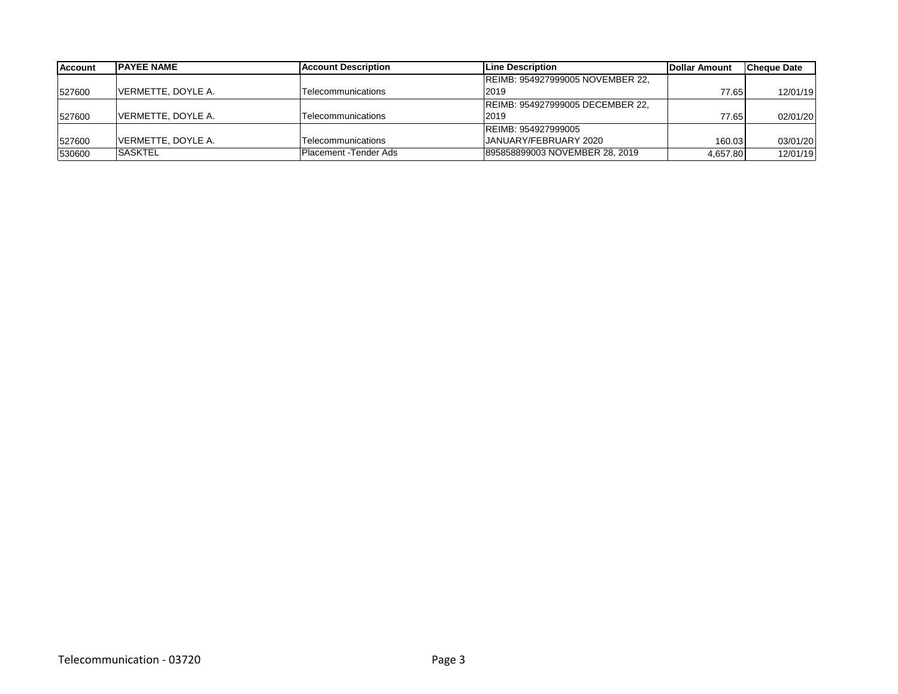| Account | PAYEE NAME | Account Description | Line Description | Dollar Amount | Cheque Date |
|---|---|---|---|---|---|
| 527600 | VERMETTE, DOYLE A. | Telecommunications | REIMB: 954927999005 NOVEMBER 22, 2019 | 77.65 | 12/01/19 |
| 527600 | VERMETTE, DOYLE A. | Telecommunications | REIMB: 954927999005 DECEMBER 22, 2019 | 77.65 | 02/01/20 |
| 527600 | VERMETTE, DOYLE A. | Telecommunications | REIMB: 954927999005 JANUARY/FEBRUARY 2020 | 160.03 | 03/01/20 |
| 530600 | SASKTEL | Placement -Tender Ads | 895858899003 NOVEMBER 28, 2019 | 4,657.80 | 12/01/19 |

Telecommunication - 03720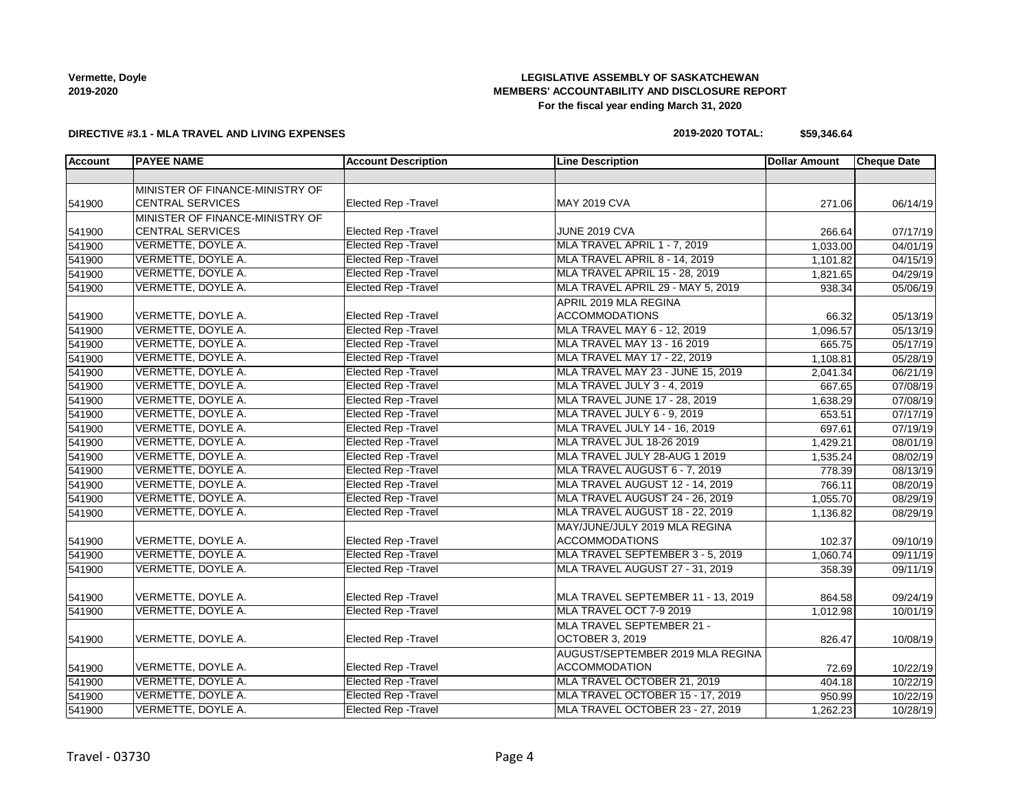**Vermette, Doyle**
**2019-2020**

**LEGISLATIVE ASSEMBLY OF SASKATCHEWAN**
**MEMBERS' ACCOUNTABILITY AND DISCLOSURE REPORT**
**For the fiscal year ending March 31, 2020**

**DIRECTIVE #3.1 - MLA TRAVEL AND LIVING EXPENSES**

**2019-2020 TOTAL: $59,346.64**

| Account | PAYEE NAME | Account Description | Line Description | Dollar Amount | Cheque Date |
|---|---|---|---|---|---|
| | | | | | |
| 541900 | MINISTER OF FINANCE-MINISTRY OF CENTRAL SERVICES | Elected Rep -Travel | MAY 2019 CVA | 271.06 | 06/14/19 |
| 541900 | MINISTER OF FINANCE-MINISTRY OF CENTRAL SERVICES | Elected Rep -Travel | JUNE 2019 CVA | 266.64 | 07/17/19 |
| 541900 | VERMETTE, DOYLE A. | Elected Rep -Travel | MLA TRAVEL APRIL 1 - 7, 2019 | 1,033.00 | 04/01/19 |
| 541900 | VERMETTE, DOYLE A. | Elected Rep -Travel | MLA TRAVEL APRIL 8 - 14, 2019 | 1,101.82 | 04/15/19 |
| 541900 | VERMETTE, DOYLE A. | Elected Rep -Travel | MLA TRAVEL APRIL 15 - 28, 2019 | 1,821.65 | 04/29/19 |
| 541900 | VERMETTE, DOYLE A. | Elected Rep -Travel | MLA TRAVEL APRIL 29 - MAY 5, 2019 | 938.34 | 05/06/19 |
| 541900 | VERMETTE, DOYLE A. | Elected Rep -Travel | APRIL 2019 MLA REGINA ACCOMMODATIONS | 66.32 | 05/13/19 |
| 541900 | VERMETTE, DOYLE A. | Elected Rep -Travel | MLA TRAVEL MAY 6 - 12, 2019 | 1,096.57 | 05/13/19 |
| 541900 | VERMETTE, DOYLE A. | Elected Rep -Travel | MLA TRAVEL MAY 13 - 16 2019 | 665.75 | 05/17/19 |
| 541900 | VERMETTE, DOYLE A. | Elected Rep -Travel | MLA TRAVEL MAY 17 - 22, 2019 | 1,108.81 | 05/28/19 |
| 541900 | VERMETTE, DOYLE A. | Elected Rep -Travel | MLA TRAVEL MAY 23 - JUNE 15, 2019 | 2,041.34 | 06/21/19 |
| 541900 | VERMETTE, DOYLE A. | Elected Rep -Travel | MLA TRAVEL JULY 3 - 4, 2019 | 667.65 | 07/08/19 |
| 541900 | VERMETTE, DOYLE A. | Elected Rep -Travel | MLA TRAVEL JUNE 17 - 28, 2019 | 1,638.29 | 07/08/19 |
| 541900 | VERMETTE, DOYLE A. | Elected Rep -Travel | MLA TRAVEL JULY 6 - 9, 2019 | 653.51 | 07/17/19 |
| 541900 | VERMETTE, DOYLE A. | Elected Rep -Travel | MLA TRAVEL JULY 14 - 16, 2019 | 697.61 | 07/19/19 |
| 541900 | VERMETTE, DOYLE A. | Elected Rep -Travel | MLA TRAVEL JUL 18-26 2019 | 1,429.21 | 08/01/19 |
| 541900 | VERMETTE, DOYLE A. | Elected Rep -Travel | MLA TRAVEL JULY 28-AUG 1 2019 | 1,535.24 | 08/02/19 |
| 541900 | VERMETTE, DOYLE A. | Elected Rep -Travel | MLA TRAVEL AUGUST 6 - 7, 2019 | 778.39 | 08/13/19 |
| 541900 | VERMETTE, DOYLE A. | Elected Rep -Travel | MLA TRAVEL AUGUST 12 - 14, 2019 | 766.11 | 08/20/19 |
| 541900 | VERMETTE, DOYLE A. | Elected Rep -Travel | MLA TRAVEL AUGUST 24 - 26, 2019 | 1,055.70 | 08/29/19 |
| 541900 | VERMETTE, DOYLE A. | Elected Rep -Travel | MLA TRAVEL AUGUST 18 - 22, 2019 | 1,136.82 | 08/29/19 |
| 541900 | VERMETTE, DOYLE A. | Elected Rep -Travel | MAY/JUNE/JULY 2019 MLA REGINA ACCOMMODATIONS | 102.37 | 09/10/19 |
| 541900 | VERMETTE, DOYLE A. | Elected Rep -Travel | MLA TRAVEL SEPTEMBER 3 - 5, 2019 | 1,060.74 | 09/11/19 |
| 541900 | VERMETTE, DOYLE A. | Elected Rep -Travel | MLA TRAVEL AUGUST 27 - 31, 2019 | 358.39 | 09/11/19 |
| 541900 | VERMETTE, DOYLE A. | Elected Rep -Travel | MLA TRAVEL SEPTEMBER 11 - 13, 2019 | 864.58 | 09/24/19 |
| 541900 | VERMETTE, DOYLE A. | Elected Rep -Travel | MLA TRAVEL OCT 7-9 2019 | 1,012.98 | 10/01/19 |
| 541900 | VERMETTE, DOYLE A. | Elected Rep -Travel | MLA TRAVEL SEPTEMBER 21 - OCTOBER 3, 2019 | 826.47 | 10/08/19 |
| 541900 | VERMETTE, DOYLE A. | Elected Rep -Travel | AUGUST/SEPTEMBER 2019 MLA REGINA ACCOMMODATION | 72.69 | 10/22/19 |
| 541900 | VERMETTE, DOYLE A. | Elected Rep -Travel | MLA TRAVEL OCTOBER 21, 2019 | 404.18 | 10/22/19 |
| 541900 | VERMETTE, DOYLE A. | Elected Rep -Travel | MLA TRAVEL OCTOBER 15 - 17, 2019 | 950.99 | 10/22/19 |
| 541900 | VERMETTE, DOYLE A. | Elected Rep -Travel | MLA TRAVEL OCTOBER 23 - 27, 2019 | 1,262.23 | 10/28/19 |

Travel - 03730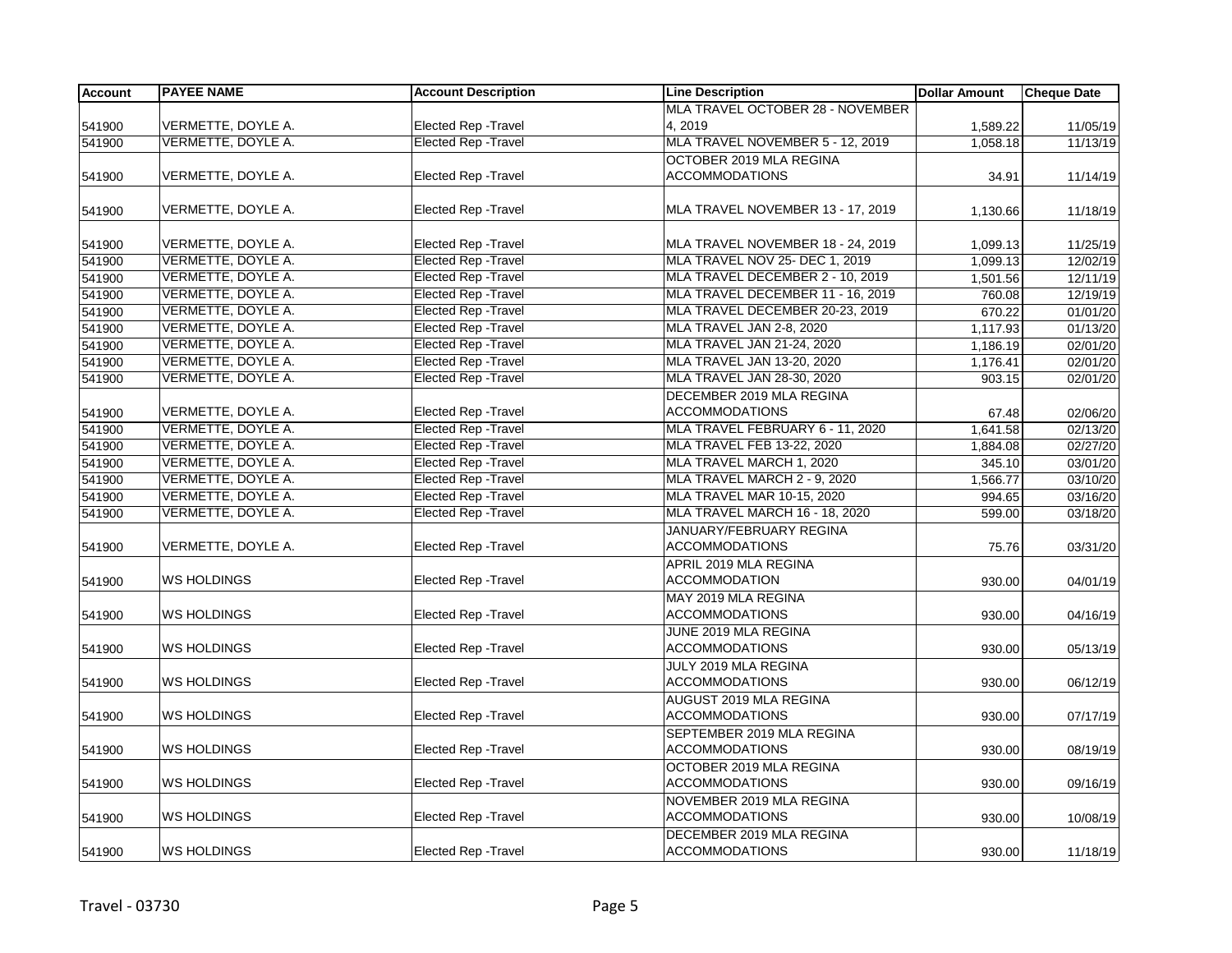| Account | PAYEE NAME | Account Description | Line Description | Dollar Amount | Cheque Date |
|---|---|---|---|---|---|
| 541900 | VERMETTE, DOYLE A. | Elected Rep -Travel | MLA TRAVEL OCTOBER 28 - NOVEMBER 4, 2019 | 1,589.22 | 11/05/19 |
| 541900 | VERMETTE, DOYLE A. | Elected Rep -Travel | MLA TRAVEL NOVEMBER 5 - 12, 2019 | 1,058.18 | 11/13/19 |
| 541900 | VERMETTE, DOYLE A. | Elected Rep -Travel | OCTOBER 2019 MLA REGINA ACCOMMODATIONS | 34.91 | 11/14/19 |
| 541900 | VERMETTE, DOYLE A. | Elected Rep -Travel | MLA TRAVEL NOVEMBER 13 - 17, 2019 | 1,130.66 | 11/18/19 |
| 541900 | VERMETTE, DOYLE A. | Elected Rep -Travel | MLA TRAVEL NOVEMBER 18 - 24, 2019 | 1,099.13 | 11/25/19 |
| 541900 | VERMETTE, DOYLE A. | Elected Rep -Travel | MLA TRAVEL NOV 25- DEC 1, 2019 | 1,099.13 | 12/02/19 |
| 541900 | VERMETTE, DOYLE A. | Elected Rep -Travel | MLA TRAVEL DECEMBER 2 - 10, 2019 | 1,501.56 | 12/11/19 |
| 541900 | VERMETTE, DOYLE A. | Elected Rep -Travel | MLA TRAVEL DECEMBER 11 - 16, 2019 | 760.08 | 12/19/19 |
| 541900 | VERMETTE, DOYLE A. | Elected Rep -Travel | MLA TRAVEL DECEMBER 20-23, 2019 | 670.22 | 01/01/20 |
| 541900 | VERMETTE, DOYLE A. | Elected Rep -Travel | MLA TRAVEL JAN 2-8, 2020 | 1,117.93 | 01/13/20 |
| 541900 | VERMETTE, DOYLE A. | Elected Rep -Travel | MLA TRAVEL JAN 21-24, 2020 | 1,186.19 | 02/01/20 |
| 541900 | VERMETTE, DOYLE A. | Elected Rep -Travel | MLA TRAVEL JAN 13-20, 2020 | 1,176.41 | 02/01/20 |
| 541900 | VERMETTE, DOYLE A. | Elected Rep -Travel | MLA TRAVEL JAN 28-30, 2020 | 903.15 | 02/01/20 |
| 541900 | VERMETTE, DOYLE A. | Elected Rep -Travel | DECEMBER 2019 MLA REGINA ACCOMMODATIONS | 67.48 | 02/06/20 |
| 541900 | VERMETTE, DOYLE A. | Elected Rep -Travel | MLA TRAVEL FEBRUARY 6 - 11, 2020 | 1,641.58 | 02/13/20 |
| 541900 | VERMETTE, DOYLE A. | Elected Rep -Travel | MLA TRAVEL FEB 13-22, 2020 | 1,884.08 | 02/27/20 |
| 541900 | VERMETTE, DOYLE A. | Elected Rep -Travel | MLA TRAVEL MARCH 1, 2020 | 345.10 | 03/01/20 |
| 541900 | VERMETTE, DOYLE A. | Elected Rep -Travel | MLA TRAVEL MARCH 2 - 9, 2020 | 1,566.77 | 03/10/20 |
| 541900 | VERMETTE, DOYLE A. | Elected Rep -Travel | MLA TRAVEL MAR 10-15, 2020 | 994.65 | 03/16/20 |
| 541900 | VERMETTE, DOYLE A. | Elected Rep -Travel | MLA TRAVEL MARCH 16 - 18, 2020 | 599.00 | 03/18/20 |
| 541900 | VERMETTE, DOYLE A. | Elected Rep -Travel | JANUARY/FEBRUARY REGINA ACCOMMODATIONS | 75.76 | 03/31/20 |
| 541900 | WS HOLDINGS | Elected Rep -Travel | APRIL 2019 MLA REGINA ACCOMMODATION | 930.00 | 04/01/19 |
| 541900 | WS HOLDINGS | Elected Rep -Travel | MAY 2019 MLA REGINA ACCOMMODATIONS | 930.00 | 04/16/19 |
| 541900 | WS HOLDINGS | Elected Rep -Travel | JUNE 2019 MLA REGINA ACCOMMODATIONS | 930.00 | 05/13/19 |
| 541900 | WS HOLDINGS | Elected Rep -Travel | JULY 2019 MLA REGINA ACCOMMODATIONS | 930.00 | 06/12/19 |
| 541900 | WS HOLDINGS | Elected Rep -Travel | AUGUST 2019 MLA REGINA ACCOMMODATIONS | 930.00 | 07/17/19 |
| 541900 | WS HOLDINGS | Elected Rep -Travel | SEPTEMBER 2019 MLA REGINA ACCOMMODATIONS | 930.00 | 08/19/19 |
| 541900 | WS HOLDINGS | Elected Rep -Travel | OCTOBER 2019 MLA REGINA ACCOMMODATIONS | 930.00 | 09/16/19 |
| 541900 | WS HOLDINGS | Elected Rep -Travel | NOVEMBER 2019 MLA REGINA ACCOMMODATIONS | 930.00 | 10/08/19 |
| 541900 | WS HOLDINGS | Elected Rep -Travel | DECEMBER 2019 MLA REGINA ACCOMMODATIONS | 930.00 | 11/18/19 |

Travel - 03730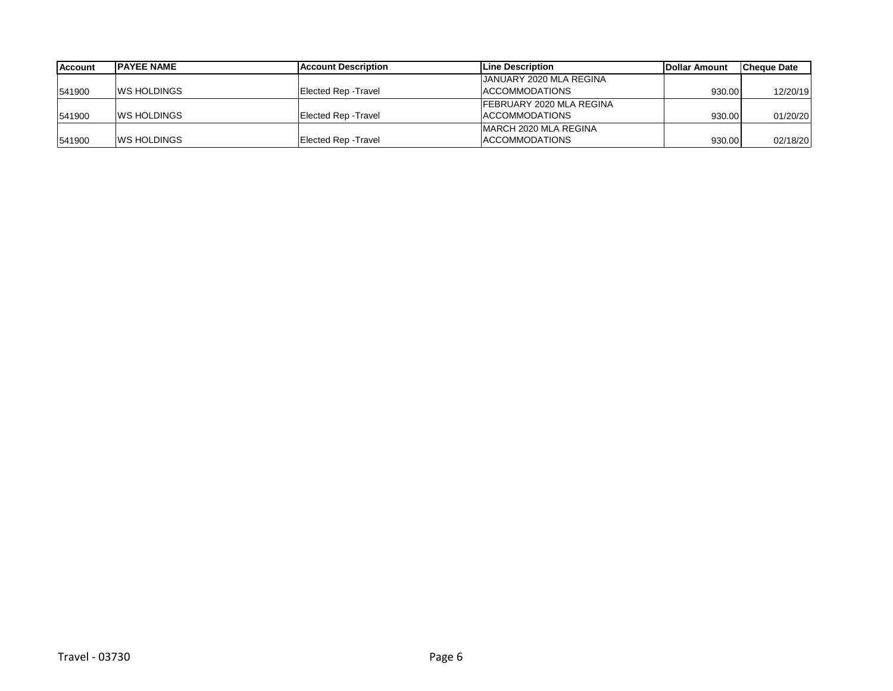| Account | PAYEE NAME | Account Description | Line Description | Dollar Amount | Cheque Date |
|---|---|---|---|---|---|
| 541900 | WS HOLDINGS | Elected Rep -Travel | JANUARY 2020 MLA REGINA ACCOMMODATIONS | 930.00 | 12/20/19 |
| 541900 | WS HOLDINGS | Elected Rep -Travel | FEBRUARY 2020 MLA REGINA ACCOMMODATIONS | 930.00 | 01/20/20 |
| 541900 | WS HOLDINGS | Elected Rep -Travel | MARCH 2020 MLA REGINA ACCOMMODATIONS | 930.00 | 02/18/20 |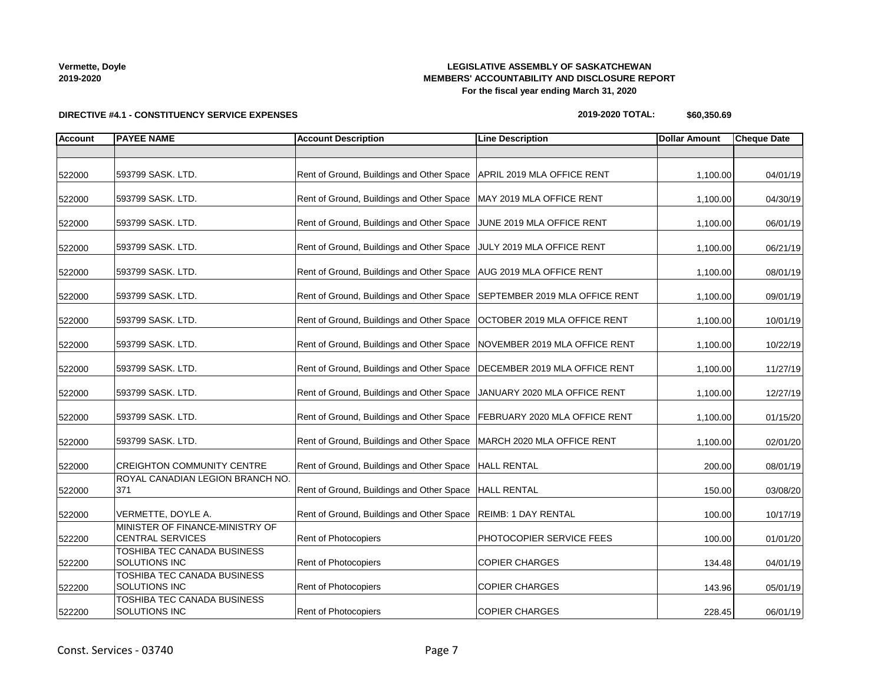**Vermette, Doyle**
**2019-2020**

**LEGISLATIVE ASSEMBLY OF SASKATCHEWAN**
**MEMBERS' ACCOUNTABILITY AND DISCLOSURE REPORT**
**For the fiscal year ending March 31, 2020**

**DIRECTIVE #4.1 - CONSTITUENCY SERVICE EXPENSES**

**2019-2020 TOTAL: $60,350.69**

| Account | PAYEE NAME | Account Description | Line Description | Dollar Amount | Cheque Date |
|---|---|---|---|---|---|
| | | | | | |
| 522000 | 593799 SASK. LTD. | Rent of Ground, Buildings and Other Space | APRIL 2019 MLA OFFICE RENT | 1,100.00 | 04/01/19 |
| 522000 | 593799 SASK. LTD. | Rent of Ground, Buildings and Other Space | MAY 2019 MLA OFFICE RENT | 1,100.00 | 04/30/19 |
| 522000 | 593799 SASK. LTD. | Rent of Ground, Buildings and Other Space | JUNE 2019 MLA OFFICE RENT | 1,100.00 | 06/01/19 |
| 522000 | 593799 SASK. LTD. | Rent of Ground, Buildings and Other Space | JULY 2019 MLA OFFICE RENT | 1,100.00 | 06/21/19 |
| 522000 | 593799 SASK. LTD. | Rent of Ground, Buildings and Other Space | AUG 2019 MLA OFFICE RENT | 1,100.00 | 08/01/19 |
| 522000 | 593799 SASK. LTD. | Rent of Ground, Buildings and Other Space | SEPTEMBER 2019 MLA OFFICE RENT | 1,100.00 | 09/01/19 |
| 522000 | 593799 SASK. LTD. | Rent of Ground, Buildings and Other Space | OCTOBER 2019 MLA OFFICE RENT | 1,100.00 | 10/01/19 |
| 522000 | 593799 SASK. LTD. | Rent of Ground, Buildings and Other Space | NOVEMBER 2019 MLA OFFICE RENT | 1,100.00 | 10/22/19 |
| 522000 | 593799 SASK. LTD. | Rent of Ground, Buildings and Other Space | DECEMBER 2019 MLA OFFICE RENT | 1,100.00 | 11/27/19 |
| 522000 | 593799 SASK. LTD. | Rent of Ground, Buildings and Other Space | JANUARY 2020 MLA OFFICE RENT | 1,100.00 | 12/27/19 |
| 522000 | 593799 SASK. LTD. | Rent of Ground, Buildings and Other Space | FEBRUARY 2020 MLA OFFICE RENT | 1,100.00 | 01/15/20 |
| 522000 | 593799 SASK. LTD. | Rent of Ground, Buildings and Other Space | MARCH 2020 MLA OFFICE RENT | 1,100.00 | 02/01/20 |
| 522000 | CREIGHTON COMMUNITY CENTRE | Rent of Ground, Buildings and Other Space | HALL RENTAL | 200.00 | 08/01/19 |
| 522000 | ROYAL CANADIAN LEGION BRANCH NO. 371 | Rent of Ground, Buildings and Other Space | HALL RENTAL | 150.00 | 03/08/20 |
| 522000 | VERMETTE, DOYLE A. | Rent of Ground, Buildings and Other Space | REIMB: 1 DAY RENTAL | 100.00 | 10/17/19 |
| 522200 | MINISTER OF FINANCE-MINISTRY OF CENTRAL SERVICES | Rent of Photocopiers | PHOTOCOPIER SERVICE FEES | 100.00 | 01/01/20 |
| 522200 | TOSHIBA TEC CANADA BUSINESS SOLUTIONS INC | Rent of Photocopiers | COPIER CHARGES | 134.48 | 04/01/19 |
| 522200 | TOSHIBA TEC CANADA BUSINESS SOLUTIONS INC | Rent of Photocopiers | COPIER CHARGES | 143.96 | 05/01/19 |
| 522200 | TOSHIBA TEC CANADA BUSINESS SOLUTIONS INC | Rent of Photocopiers | COPIER CHARGES | 228.45 | 06/01/19 |

Const. Services - 03740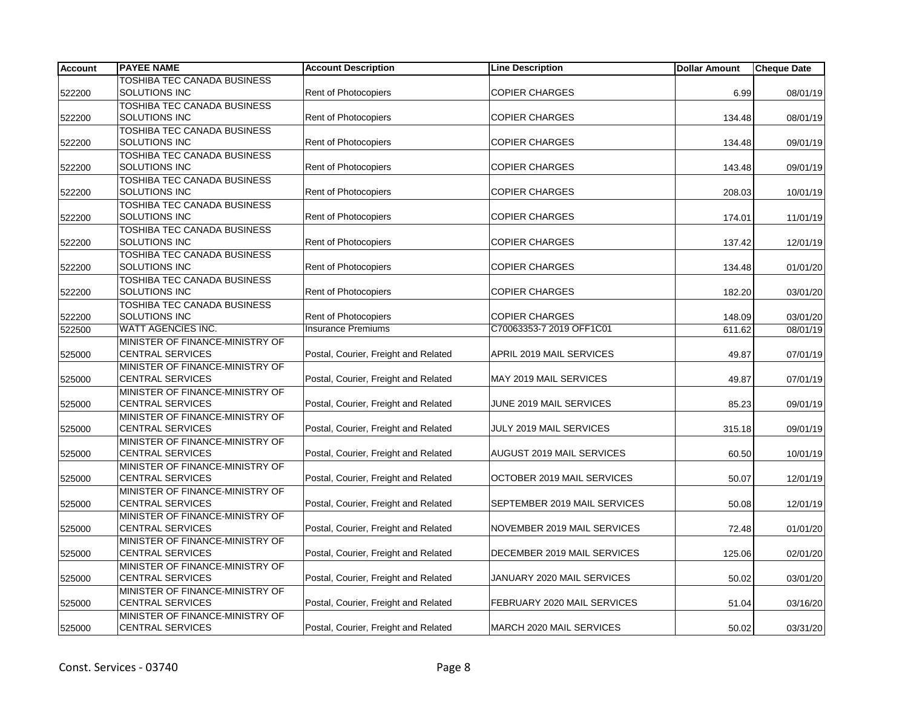| Account | PAYEE NAME | Account Description | Line Description | Dollar Amount | Cheque Date |
|---|---|---|---|---|---|
| 522200 | TOSHIBA TEC CANADA BUSINESS SOLUTIONS INC | Rent of Photocopiers | COPIER CHARGES | 6.99 | 08/01/19 |
| 522200 | TOSHIBA TEC CANADA BUSINESS SOLUTIONS INC | Rent of Photocopiers | COPIER CHARGES | 134.48 | 08/01/19 |
| 522200 | TOSHIBA TEC CANADA BUSINESS SOLUTIONS INC | Rent of Photocopiers | COPIER CHARGES | 134.48 | 09/01/19 |
| 522200 | TOSHIBA TEC CANADA BUSINESS SOLUTIONS INC | Rent of Photocopiers | COPIER CHARGES | 143.48 | 09/01/19 |
| 522200 | TOSHIBA TEC CANADA BUSINESS SOLUTIONS INC | Rent of Photocopiers | COPIER CHARGES | 208.03 | 10/01/19 |
| 522200 | TOSHIBA TEC CANADA BUSINESS SOLUTIONS INC | Rent of Photocopiers | COPIER CHARGES | 174.01 | 11/01/19 |
| 522200 | TOSHIBA TEC CANADA BUSINESS SOLUTIONS INC | Rent of Photocopiers | COPIER CHARGES | 137.42 | 12/01/19 |
| 522200 | TOSHIBA TEC CANADA BUSINESS SOLUTIONS INC | Rent of Photocopiers | COPIER CHARGES | 134.48 | 01/01/20 |
| 522200 | TOSHIBA TEC CANADA BUSINESS SOLUTIONS INC | Rent of Photocopiers | COPIER CHARGES | 182.20 | 03/01/20 |
| 522200 | TOSHIBA TEC CANADA BUSINESS SOLUTIONS INC | Rent of Photocopiers | COPIER CHARGES | 148.09 | 03/01/20 |
| 522500 | WATT AGENCIES INC. | Insurance Premiums | C70063353-7 2019 OFF1C01 | 611.62 | 08/01/19 |
| 525000 | MINISTER OF FINANCE-MINISTRY OF CENTRAL SERVICES | Postal, Courier, Freight and Related | APRIL 2019 MAIL SERVICES | 49.87 | 07/01/19 |
| 525000 | MINISTER OF FINANCE-MINISTRY OF CENTRAL SERVICES | Postal, Courier, Freight and Related | MAY 2019 MAIL SERVICES | 49.87 | 07/01/19 |
| 525000 | MINISTER OF FINANCE-MINISTRY OF CENTRAL SERVICES | Postal, Courier, Freight and Related | JUNE 2019 MAIL SERVICES | 85.23 | 09/01/19 |
| 525000 | MINISTER OF FINANCE-MINISTRY OF CENTRAL SERVICES | Postal, Courier, Freight and Related | JULY 2019 MAIL SERVICES | 315.18 | 09/01/19 |
| 525000 | MINISTER OF FINANCE-MINISTRY OF CENTRAL SERVICES | Postal, Courier, Freight and Related | AUGUST 2019 MAIL SERVICES | 60.50 | 10/01/19 |
| 525000 | MINISTER OF FINANCE-MINISTRY OF CENTRAL SERVICES | Postal, Courier, Freight and Related | OCTOBER 2019 MAIL SERVICES | 50.07 | 12/01/19 |
| 525000 | MINISTER OF FINANCE-MINISTRY OF CENTRAL SERVICES | Postal, Courier, Freight and Related | SEPTEMBER 2019 MAIL SERVICES | 50.08 | 12/01/19 |
| 525000 | MINISTER OF FINANCE-MINISTRY OF CENTRAL SERVICES | Postal, Courier, Freight and Related | NOVEMBER 2019 MAIL SERVICES | 72.48 | 01/01/20 |
| 525000 | MINISTER OF FINANCE-MINISTRY OF CENTRAL SERVICES | Postal, Courier, Freight and Related | DECEMBER 2019 MAIL SERVICES | 125.06 | 02/01/20 |
| 525000 | MINISTER OF FINANCE-MINISTRY OF CENTRAL SERVICES | Postal, Courier, Freight and Related | JANUARY 2020 MAIL SERVICES | 50.02 | 03/01/20 |
| 525000 | MINISTER OF FINANCE-MINISTRY OF CENTRAL SERVICES | Postal, Courier, Freight and Related | FEBRUARY 2020 MAIL SERVICES | 51.04 | 03/16/20 |
| 525000 | MINISTER OF FINANCE-MINISTRY OF CENTRAL SERVICES | Postal, Courier, Freight and Related | MARCH 2020 MAIL SERVICES | 50.02 | 03/31/20 |

Const. Services - 03740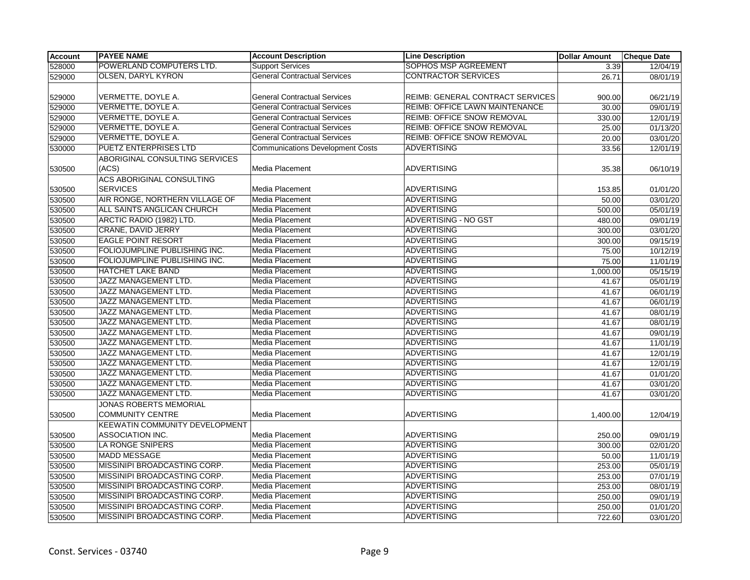| Account | PAYEE NAME | Account Description | Line Description | Dollar Amount | Cheque Date |
|---|---|---|---|---|---|
| 528000 | POWERLAND COMPUTERS LTD. | Support Services | SOPHOS MSP AGREEMENT | 3.39 | 12/04/19 |
| 529000 | OLSEN, DARYL KYRON | General Contractual Services | CONTRACTOR SERVICES | 26.71 | 08/01/19 |
| 529000 | VERMETTE, DOYLE A. | General Contractual Services | REIMB: GENERAL CONTRACT SERVICES | 900.00 | 06/21/19 |
| 529000 | VERMETTE, DOYLE A. | General Contractual Services | REIMB: OFFICE LAWN MAINTENANCE | 30.00 | 09/01/19 |
| 529000 | VERMETTE, DOYLE A. | General Contractual Services | REIMB: OFFICE SNOW REMOVAL | 330.00 | 12/01/19 |
| 529000 | VERMETTE, DOYLE A. | General Contractual Services | REIMB: OFFICE SNOW REMOVAL | 25.00 | 01/13/20 |
| 529000 | VERMETTE, DOYLE A. | General Contractual Services | REIMB: OFFICE SNOW REMOVAL | 20.00 | 03/01/20 |
| 530000 | PUETZ ENTERPRISES LTD | Communications Development Costs | ADVERTISING | 33.56 | 12/01/19 |
| 530500 | ABORIGINAL CONSULTING SERVICES (ACS) | Media Placement | ADVERTISING | 35.38 | 06/10/19 |
| 530500 | ACS ABORIGINAL CONSULTING SERVICES | Media Placement | ADVERTISING | 153.85 | 01/01/20 |
| 530500 | AIR RONGE, NORTHERN VILLAGE OF | Media Placement | ADVERTISING | 50.00 | 03/01/20 |
| 530500 | ALL SAINTS ANGLICAN CHURCH | Media Placement | ADVERTISING | 500.00 | 05/01/19 |
| 530500 | ARCTIC RADIO (1982) LTD. | Media Placement | ADVERTISING - NO GST | 480.00 | 09/01/19 |
| 530500 | CRANE, DAVID JERRY | Media Placement | ADVERTISING | 300.00 | 03/01/20 |
| 530500 | EAGLE POINT RESORT | Media Placement | ADVERTISING | 300.00 | 09/15/19 |
| 530500 | FOLIOJUMPLINE PUBLISHING INC. | Media Placement | ADVERTISING | 75.00 | 10/12/19 |
| 530500 | FOLIOJUMPLINE PUBLISHING INC. | Media Placement | ADVERTISING | 75.00 | 11/01/19 |
| 530500 | HATCHET LAKE BAND | Media Placement | ADVERTISING | 1,000.00 | 05/15/19 |
| 530500 | JAZZ MANAGEMENT LTD. | Media Placement | ADVERTISING | 41.67 | 05/01/19 |
| 530500 | JAZZ MANAGEMENT LTD. | Media Placement | ADVERTISING | 41.67 | 06/01/19 |
| 530500 | JAZZ MANAGEMENT LTD. | Media Placement | ADVERTISING | 41.67 | 06/01/19 |
| 530500 | JAZZ MANAGEMENT LTD. | Media Placement | ADVERTISING | 41.67 | 08/01/19 |
| 530500 | JAZZ MANAGEMENT LTD. | Media Placement | ADVERTISING | 41.67 | 08/01/19 |
| 530500 | JAZZ MANAGEMENT LTD. | Media Placement | ADVERTISING | 41.67 | 09/01/19 |
| 530500 | JAZZ MANAGEMENT LTD. | Media Placement | ADVERTISING | 41.67 | 11/01/19 |
| 530500 | JAZZ MANAGEMENT LTD. | Media Placement | ADVERTISING | 41.67 | 12/01/19 |
| 530500 | JAZZ MANAGEMENT LTD. | Media Placement | ADVERTISING | 41.67 | 12/01/19 |
| 530500 | JAZZ MANAGEMENT LTD. | Media Placement | ADVERTISING | 41.67 | 01/01/20 |
| 530500 | JAZZ MANAGEMENT LTD. | Media Placement | ADVERTISING | 41.67 | 03/01/20 |
| 530500 | JAZZ MANAGEMENT LTD. | Media Placement | ADVERTISING | 41.67 | 03/01/20 |
| 530500 | JONAS ROBERTS MEMORIAL COMMUNITY CENTRE | Media Placement | ADVERTISING | 1,400.00 | 12/04/19 |
| 530500 | KEEWATIN COMMUNITY DEVELOPMENT ASSOCIATION INC. | Media Placement | ADVERTISING | 250.00 | 09/01/19 |
| 530500 | LA RONGE SNIPERS | Media Placement | ADVERTISING | 300.00 | 02/01/20 |
| 530500 | MADD MESSAGE | Media Placement | ADVERTISING | 50.00 | 11/01/19 |
| 530500 | MISSINIPI BROADCASTING CORP. | Media Placement | ADVERTISING | 253.00 | 05/01/19 |
| 530500 | MISSINIPI BROADCASTING CORP. | Media Placement | ADVERTISING | 253.00 | 07/01/19 |
| 530500 | MISSINIPI BROADCASTING CORP. | Media Placement | ADVERTISING | 253.00 | 08/01/19 |
| 530500 | MISSINIPI BROADCASTING CORP. | Media Placement | ADVERTISING | 250.00 | 09/01/19 |
| 530500 | MISSINIPI BROADCASTING CORP. | Media Placement | ADVERTISING | 250.00 | 01/01/20 |
| 530500 | MISSINIPI BROADCASTING CORP. | Media Placement | ADVERTISING | 722.60 | 03/01/20 |

Const. Services - 03740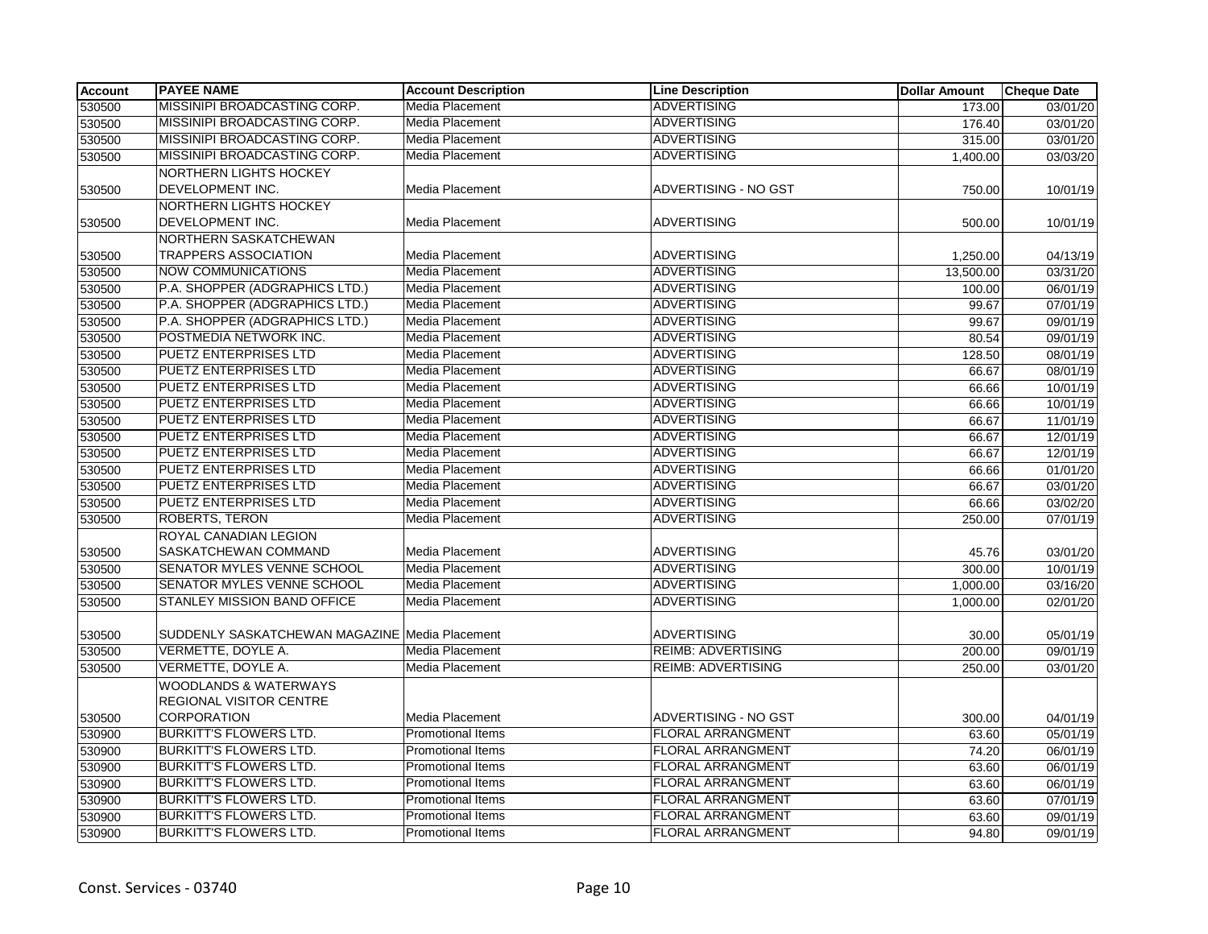| Account | PAYEE NAME | Account Description | Line Description | Dollar Amount | Cheque Date |
|---|---|---|---|---|---|
| 530500 | MISSINIPI BROADCASTING CORP. | Media Placement | ADVERTISING | 173.00 | 03/01/20 |
| 530500 | MISSINIPI BROADCASTING CORP. | Media Placement | ADVERTISING | 176.40 | 03/01/20 |
| 530500 | MISSINIPI BROADCASTING CORP. | Media Placement | ADVERTISING | 315.00 | 03/01/20 |
| 530500 | MISSINIPI BROADCASTING CORP. | Media Placement | ADVERTISING | 1,400.00 | 03/03/20 |
| 530500 | NORTHERN LIGHTS HOCKEY DEVELOPMENT INC. | Media Placement | ADVERTISING - NO GST | 750.00 | 10/01/19 |
| 530500 | NORTHERN LIGHTS HOCKEY DEVELOPMENT INC. | Media Placement | ADVERTISING | 500.00 | 10/01/19 |
| 530500 | NORTHERN SASKATCHEWAN TRAPPERS ASSOCIATION | Media Placement | ADVERTISING | 1,250.00 | 04/13/19 |
| 530500 | NOW COMMUNICATIONS | Media Placement | ADVERTISING | 13,500.00 | 03/31/20 |
| 530500 | P.A. SHOPPER (ADGRAPHICS LTD.) | Media Placement | ADVERTISING | 100.00 | 06/01/19 |
| 530500 | P.A. SHOPPER (ADGRAPHICS LTD.) | Media Placement | ADVERTISING | 99.67 | 07/01/19 |
| 530500 | P.A. SHOPPER (ADGRAPHICS LTD.) | Media Placement | ADVERTISING | 99.67 | 09/01/19 |
| 530500 | POSTMEDIA NETWORK INC. | Media Placement | ADVERTISING | 80.54 | 09/01/19 |
| 530500 | PUETZ ENTERPRISES LTD | Media Placement | ADVERTISING | 128.50 | 08/01/19 |
| 530500 | PUETZ ENTERPRISES LTD | Media Placement | ADVERTISING | 66.67 | 08/01/19 |
| 530500 | PUETZ ENTERPRISES LTD | Media Placement | ADVERTISING | 66.66 | 10/01/19 |
| 530500 | PUETZ ENTERPRISES LTD | Media Placement | ADVERTISING | 66.66 | 10/01/19 |
| 530500 | PUETZ ENTERPRISES LTD | Media Placement | ADVERTISING | 66.67 | 11/01/19 |
| 530500 | PUETZ ENTERPRISES LTD | Media Placement | ADVERTISING | 66.67 | 12/01/19 |
| 530500 | PUETZ ENTERPRISES LTD | Media Placement | ADVERTISING | 66.67 | 12/01/19 |
| 530500 | PUETZ ENTERPRISES LTD | Media Placement | ADVERTISING | 66.66 | 01/01/20 |
| 530500 | PUETZ ENTERPRISES LTD | Media Placement | ADVERTISING | 66.67 | 03/01/20 |
| 530500 | PUETZ ENTERPRISES LTD | Media Placement | ADVERTISING | 66.66 | 03/02/20 |
| 530500 | ROBERTS, TERON | Media Placement | ADVERTISING | 250.00 | 07/01/19 |
| 530500 | ROYAL CANADIAN LEGION SASKATCHEWAN COMMAND | Media Placement | ADVERTISING | 45.76 | 03/01/20 |
| 530500 | SENATOR MYLES VENNE SCHOOL | Media Placement | ADVERTISING | 300.00 | 10/01/19 |
| 530500 | SENATOR MYLES VENNE SCHOOL | Media Placement | ADVERTISING | 1,000.00 | 03/16/20 |
| 530500 | STANLEY MISSION BAND OFFICE | Media Placement | ADVERTISING | 1,000.00 | 02/01/20 |
| 530500 | SUDDENLY SASKATCHEWAN MAGAZINE | Media Placement | ADVERTISING | 30.00 | 05/01/19 |
| 530500 | VERMETTE, DOYLE A. | Media Placement | REIMB: ADVERTISING | 200.00 | 09/01/19 |
| 530500 | VERMETTE, DOYLE A. | Media Placement | REIMB: ADVERTISING | 250.00 | 03/01/20 |
| 530500 | WOODLANDS & WATERWAYS REGIONAL VISITOR CENTRE CORPORATION | Media Placement | ADVERTISING - NO GST | 300.00 | 04/01/19 |
| 530900 | BURKITT'S FLOWERS LTD. | Promotional Items | FLORAL ARRANGMENT | 63.60 | 05/01/19 |
| 530900 | BURKITT'S FLOWERS LTD. | Promotional Items | FLORAL ARRANGMENT | 74.20 | 06/01/19 |
| 530900 | BURKITT'S FLOWERS LTD. | Promotional Items | FLORAL ARRANGMENT | 63.60 | 06/01/19 |
| 530900 | BURKITT'S FLOWERS LTD. | Promotional Items | FLORAL ARRANGMENT | 63.60 | 06/01/19 |
| 530900 | BURKITT'S FLOWERS LTD. | Promotional Items | FLORAL ARRANGMENT | 63.60 | 07/01/19 |
| 530900 | BURKITT'S FLOWERS LTD. | Promotional Items | FLORAL ARRANGMENT | 63.60 | 09/01/19 |
| 530900 | BURKITT'S FLOWERS LTD. | Promotional Items | FLORAL ARRANGMENT | 94.80 | 09/01/19 |

Const. Services - 03740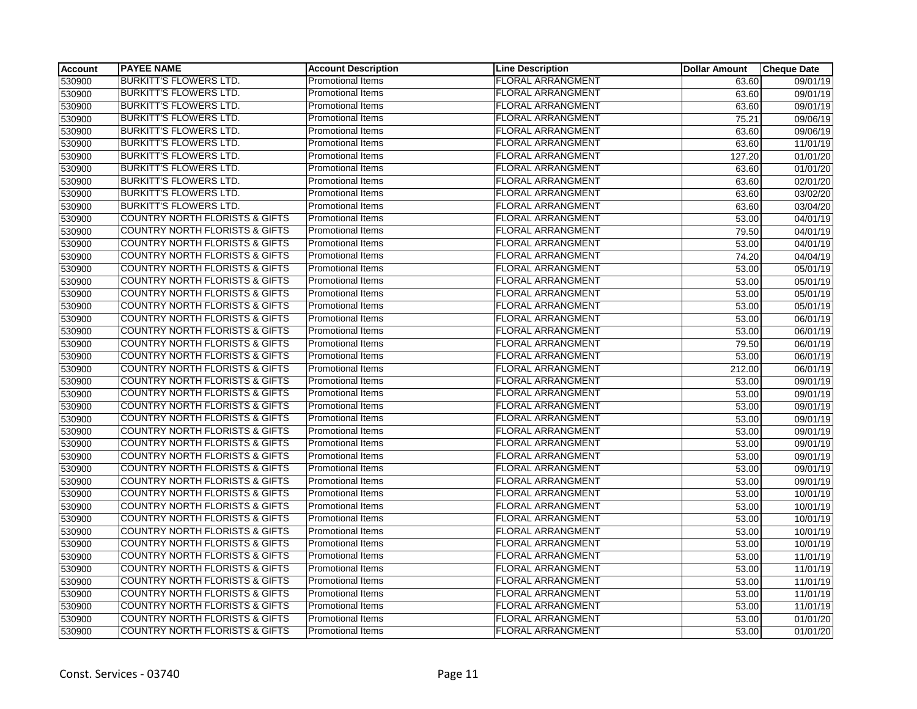| Account | PAYEE NAME | Account Description | Line Description | Dollar Amount | Cheque Date |
|---|---|---|---|---|---|
| 530900 | BURKITT'S FLOWERS LTD. | Promotional Items | FLORAL ARRANGMENT | 63.60 | 09/01/19 |
| 530900 | BURKITT'S FLOWERS LTD. | Promotional Items | FLORAL ARRANGMENT | 63.60 | 09/01/19 |
| 530900 | BURKITT'S FLOWERS LTD. | Promotional Items | FLORAL ARRANGMENT | 63.60 | 09/01/19 |
| 530900 | BURKITT'S FLOWERS LTD. | Promotional Items | FLORAL ARRANGMENT | 75.21 | 09/06/19 |
| 530900 | BURKITT'S FLOWERS LTD. | Promotional Items | FLORAL ARRANGMENT | 63.60 | 09/06/19 |
| 530900 | BURKITT'S FLOWERS LTD. | Promotional Items | FLORAL ARRANGMENT | 63.60 | 11/01/19 |
| 530900 | BURKITT'S FLOWERS LTD. | Promotional Items | FLORAL ARRANGMENT | 127.20 | 01/01/20 |
| 530900 | BURKITT'S FLOWERS LTD. | Promotional Items | FLORAL ARRANGMENT | 63.60 | 01/01/20 |
| 530900 | BURKITT'S FLOWERS LTD. | Promotional Items | FLORAL ARRANGMENT | 63.60 | 02/01/20 |
| 530900 | BURKITT'S FLOWERS LTD. | Promotional Items | FLORAL ARRANGMENT | 63.60 | 03/02/20 |
| 530900 | BURKITT'S FLOWERS LTD. | Promotional Items | FLORAL ARRANGMENT | 63.60 | 03/04/20 |
| 530900 | COUNTRY NORTH FLORISTS & GIFTS | Promotional Items | FLORAL ARRANGMENT | 53.00 | 04/01/19 |
| 530900 | COUNTRY NORTH FLORISTS & GIFTS | Promotional Items | FLORAL ARRANGMENT | 79.50 | 04/01/19 |
| 530900 | COUNTRY NORTH FLORISTS & GIFTS | Promotional Items | FLORAL ARRANGMENT | 53.00 | 04/01/19 |
| 530900 | COUNTRY NORTH FLORISTS & GIFTS | Promotional Items | FLORAL ARRANGMENT | 74.20 | 04/04/19 |
| 530900 | COUNTRY NORTH FLORISTS & GIFTS | Promotional Items | FLORAL ARRANGMENT | 53.00 | 05/01/19 |
| 530900 | COUNTRY NORTH FLORISTS & GIFTS | Promotional Items | FLORAL ARRANGMENT | 53.00 | 05/01/19 |
| 530900 | COUNTRY NORTH FLORISTS & GIFTS | Promotional Items | FLORAL ARRANGMENT | 53.00 | 05/01/19 |
| 530900 | COUNTRY NORTH FLORISTS & GIFTS | Promotional Items | FLORAL ARRANGMENT | 53.00 | 05/01/19 |
| 530900 | COUNTRY NORTH FLORISTS & GIFTS | Promotional Items | FLORAL ARRANGMENT | 53.00 | 06/01/19 |
| 530900 | COUNTRY NORTH FLORISTS & GIFTS | Promotional Items | FLORAL ARRANGMENT | 53.00 | 06/01/19 |
| 530900 | COUNTRY NORTH FLORISTS & GIFTS | Promotional Items | FLORAL ARRANGMENT | 79.50 | 06/01/19 |
| 530900 | COUNTRY NORTH FLORISTS & GIFTS | Promotional Items | FLORAL ARRANGMENT | 53.00 | 06/01/19 |
| 530900 | COUNTRY NORTH FLORISTS & GIFTS | Promotional Items | FLORAL ARRANGMENT | 212.00 | 06/01/19 |
| 530900 | COUNTRY NORTH FLORISTS & GIFTS | Promotional Items | FLORAL ARRANGMENT | 53.00 | 09/01/19 |
| 530900 | COUNTRY NORTH FLORISTS & GIFTS | Promotional Items | FLORAL ARRANGMENT | 53.00 | 09/01/19 |
| 530900 | COUNTRY NORTH FLORISTS & GIFTS | Promotional Items | FLORAL ARRANGMENT | 53.00 | 09/01/19 |
| 530900 | COUNTRY NORTH FLORISTS & GIFTS | Promotional Items | FLORAL ARRANGMENT | 53.00 | 09/01/19 |
| 530900 | COUNTRY NORTH FLORISTS & GIFTS | Promotional Items | FLORAL ARRANGMENT | 53.00 | 09/01/19 |
| 530900 | COUNTRY NORTH FLORISTS & GIFTS | Promotional Items | FLORAL ARRANGMENT | 53.00 | 09/01/19 |
| 530900 | COUNTRY NORTH FLORISTS & GIFTS | Promotional Items | FLORAL ARRANGMENT | 53.00 | 09/01/19 |
| 530900 | COUNTRY NORTH FLORISTS & GIFTS | Promotional Items | FLORAL ARRANGMENT | 53.00 | 09/01/19 |
| 530900 | COUNTRY NORTH FLORISTS & GIFTS | Promotional Items | FLORAL ARRANGMENT | 53.00 | 09/01/19 |
| 530900 | COUNTRY NORTH FLORISTS & GIFTS | Promotional Items | FLORAL ARRANGMENT | 53.00 | 10/01/19 |
| 530900 | COUNTRY NORTH FLORISTS & GIFTS | Promotional Items | FLORAL ARRANGMENT | 53.00 | 10/01/19 |
| 530900 | COUNTRY NORTH FLORISTS & GIFTS | Promotional Items | FLORAL ARRANGMENT | 53.00 | 10/01/19 |
| 530900 | COUNTRY NORTH FLORISTS & GIFTS | Promotional Items | FLORAL ARRANGMENT | 53.00 | 10/01/19 |
| 530900 | COUNTRY NORTH FLORISTS & GIFTS | Promotional Items | FLORAL ARRANGMENT | 53.00 | 10/01/19 |
| 530900 | COUNTRY NORTH FLORISTS & GIFTS | Promotional Items | FLORAL ARRANGMENT | 53.00 | 11/01/19 |
| 530900 | COUNTRY NORTH FLORISTS & GIFTS | Promotional Items | FLORAL ARRANGMENT | 53.00 | 11/01/19 |
| 530900 | COUNTRY NORTH FLORISTS & GIFTS | Promotional Items | FLORAL ARRANGMENT | 53.00 | 11/01/19 |
| 530900 | COUNTRY NORTH FLORISTS & GIFTS | Promotional Items | FLORAL ARRANGMENT | 53.00 | 11/01/19 |
| 530900 | COUNTRY NORTH FLORISTS & GIFTS | Promotional Items | FLORAL ARRANGMENT | 53.00 | 11/01/19 |
| 530900 | COUNTRY NORTH FLORISTS & GIFTS | Promotional Items | FLORAL ARRANGMENT | 53.00 | 01/01/20 |
| 530900 | COUNTRY NORTH FLORISTS & GIFTS | Promotional Items | FLORAL ARRANGMENT | 53.00 | 01/01/20 |

Const. Services - 03740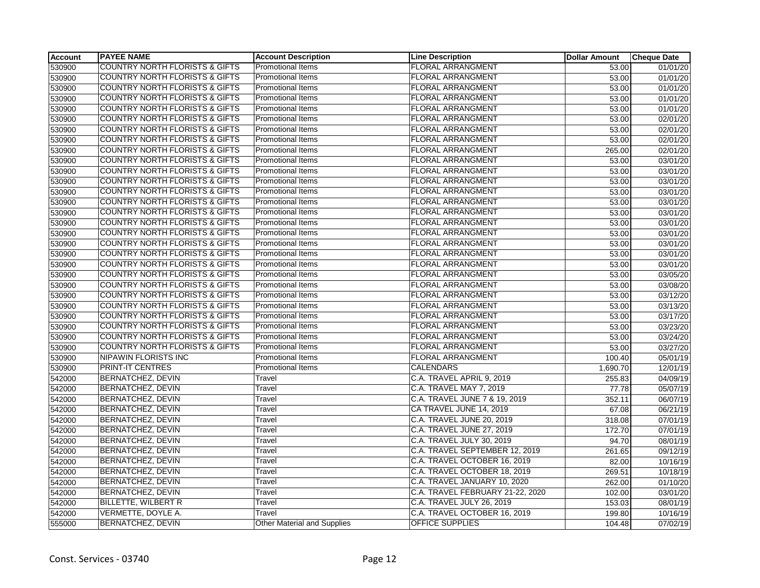| Account | PAYEE NAME | Account Description | Line Description | Dollar Amount | Cheque Date |
|---|---|---|---|---|---|
| 530900 | COUNTRY NORTH FLORISTS & GIFTS | Promotional Items | FLORAL ARRANGMENT | 53.00 | 01/01/20 |
| 530900 | COUNTRY NORTH FLORISTS & GIFTS | Promotional Items | FLORAL ARRANGMENT | 53.00 | 01/01/20 |
| 530900 | COUNTRY NORTH FLORISTS & GIFTS | Promotional Items | FLORAL ARRANGMENT | 53.00 | 01/01/20 |
| 530900 | COUNTRY NORTH FLORISTS & GIFTS | Promotional Items | FLORAL ARRANGMENT | 53.00 | 01/01/20 |
| 530900 | COUNTRY NORTH FLORISTS & GIFTS | Promotional Items | FLORAL ARRANGMENT | 53.00 | 01/01/20 |
| 530900 | COUNTRY NORTH FLORISTS & GIFTS | Promotional Items | FLORAL ARRANGMENT | 53.00 | 02/01/20 |
| 530900 | COUNTRY NORTH FLORISTS & GIFTS | Promotional Items | FLORAL ARRANGMENT | 53.00 | 02/01/20 |
| 530900 | COUNTRY NORTH FLORISTS & GIFTS | Promotional Items | FLORAL ARRANGMENT | 53.00 | 02/01/20 |
| 530900 | COUNTRY NORTH FLORISTS & GIFTS | Promotional Items | FLORAL ARRANGMENT | 265.00 | 02/01/20 |
| 530900 | COUNTRY NORTH FLORISTS & GIFTS | Promotional Items | FLORAL ARRANGMENT | 53.00 | 03/01/20 |
| 530900 | COUNTRY NORTH FLORISTS & GIFTS | Promotional Items | FLORAL ARRANGMENT | 53.00 | 03/01/20 |
| 530900 | COUNTRY NORTH FLORISTS & GIFTS | Promotional Items | FLORAL ARRANGMENT | 53.00 | 03/01/20 |
| 530900 | COUNTRY NORTH FLORISTS & GIFTS | Promotional Items | FLORAL ARRANGMENT | 53.00 | 03/01/20 |
| 530900 | COUNTRY NORTH FLORISTS & GIFTS | Promotional Items | FLORAL ARRANGMENT | 53.00 | 03/01/20 |
| 530900 | COUNTRY NORTH FLORISTS & GIFTS | Promotional Items | FLORAL ARRANGMENT | 53.00 | 03/01/20 |
| 530900 | COUNTRY NORTH FLORISTS & GIFTS | Promotional Items | FLORAL ARRANGMENT | 53.00 | 03/01/20 |
| 530900 | COUNTRY NORTH FLORISTS & GIFTS | Promotional Items | FLORAL ARRANGMENT | 53.00 | 03/01/20 |
| 530900 | COUNTRY NORTH FLORISTS & GIFTS | Promotional Items | FLORAL ARRANGMENT | 53.00 | 03/01/20 |
| 530900 | COUNTRY NORTH FLORISTS & GIFTS | Promotional Items | FLORAL ARRANGMENT | 53.00 | 03/01/20 |
| 530900 | COUNTRY NORTH FLORISTS & GIFTS | Promotional Items | FLORAL ARRANGMENT | 53.00 | 03/01/20 |
| 530900 | COUNTRY NORTH FLORISTS & GIFTS | Promotional Items | FLORAL ARRANGMENT | 53.00 | 03/05/20 |
| 530900 | COUNTRY NORTH FLORISTS & GIFTS | Promotional Items | FLORAL ARRANGMENT | 53.00 | 03/08/20 |
| 530900 | COUNTRY NORTH FLORISTS & GIFTS | Promotional Items | FLORAL ARRANGMENT | 53.00 | 03/12/20 |
| 530900 | COUNTRY NORTH FLORISTS & GIFTS | Promotional Items | FLORAL ARRANGMENT | 53.00 | 03/13/20 |
| 530900 | COUNTRY NORTH FLORISTS & GIFTS | Promotional Items | FLORAL ARRANGMENT | 53.00 | 03/17/20 |
| 530900 | COUNTRY NORTH FLORISTS & GIFTS | Promotional Items | FLORAL ARRANGMENT | 53.00 | 03/23/20 |
| 530900 | COUNTRY NORTH FLORISTS & GIFTS | Promotional Items | FLORAL ARRANGMENT | 53.00 | 03/24/20 |
| 530900 | COUNTRY NORTH FLORISTS & GIFTS | Promotional Items | FLORAL ARRANGMENT | 53.00 | 03/27/20 |
| 530900 | NIPAWIN FLORISTS INC | Promotional Items | FLORAL ARRANGMENT | 100.40 | 05/01/19 |
| 530900 | PRINT-IT CENTRES | Promotional Items | CALENDARS | 1,690.70 | 12/01/19 |
| 542000 | BERNATCHEZ, DEVIN | Travel | C.A. TRAVEL APRIL 9, 2019 | 255.83 | 04/09/19 |
| 542000 | BERNATCHEZ, DEVIN | Travel | C.A. TRAVEL MAY 7, 2019 | 77.78 | 05/07/19 |
| 542000 | BERNATCHEZ, DEVIN | Travel | C.A. TRAVEL JUNE 7 & 19, 2019 | 352.11 | 06/07/19 |
| 542000 | BERNATCHEZ, DEVIN | Travel | CA TRAVEL JUNE 14, 2019 | 67.08 | 06/21/19 |
| 542000 | BERNATCHEZ, DEVIN | Travel | C.A. TRAVEL JUNE 20, 2019 | 318.08 | 07/01/19 |
| 542000 | BERNATCHEZ, DEVIN | Travel | C.A. TRAVEL JUNE 27, 2019 | 172.70 | 07/01/19 |
| 542000 | BERNATCHEZ, DEVIN | Travel | C.A. TRAVEL JULY 30, 2019 | 94.70 | 08/01/19 |
| 542000 | BERNATCHEZ, DEVIN | Travel | C.A. TRAVEL SEPTEMBER 12, 2019 | 261.65 | 09/12/19 |
| 542000 | BERNATCHEZ, DEVIN | Travel | C.A. TRAVEL OCTOBER 16, 2019 | 82.00 | 10/16/19 |
| 542000 | BERNATCHEZ, DEVIN | Travel | C.A. TRAVEL OCTOBER 18, 2019 | 269.51 | 10/18/19 |
| 542000 | BERNATCHEZ, DEVIN | Travel | C.A. TRAVEL JANUARY 10, 2020 | 262.00 | 01/10/20 |
| 542000 | BERNATCHEZ, DEVIN | Travel | C.A. TRAVEL FEBRUARY 21-22, 2020 | 102.00 | 03/01/20 |
| 542000 | BILLETTE, WILBERT R | Travel | C.A. TRAVEL JULY 26, 2019 | 153.03 | 08/01/19 |
| 542000 | VERMETTE, DOYLE A. | Travel | C.A. TRAVEL OCTOBER 16, 2019 | 199.80 | 10/16/19 |
| 555000 | BERNATCHEZ, DEVIN | Other Material and Supplies | OFFICE SUPPLIES | 104.48 | 07/02/19 |

Const. Services - 03740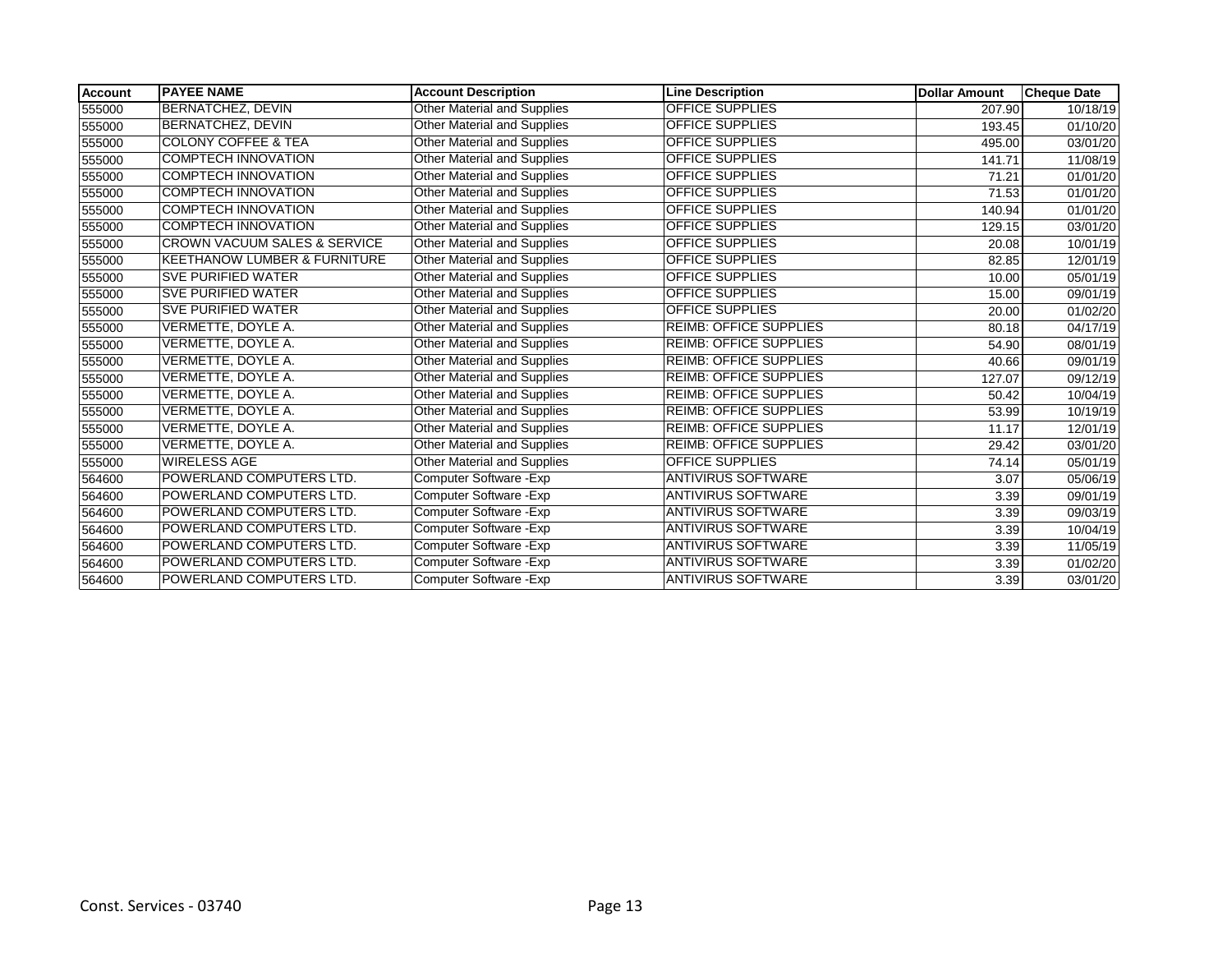| Account | PAYEE NAME | Account Description | Line Description | Dollar Amount | Cheque Date |
|---|---|---|---|---|---|
| 555000 | BERNATCHEZ, DEVIN | Other Material and Supplies | OFFICE SUPPLIES | 207.90 | 10/18/19 |
| 555000 | BERNATCHEZ, DEVIN | Other Material and Supplies | OFFICE SUPPLIES | 193.45 | 01/10/20 |
| 555000 | COLONY COFFEE & TEA | Other Material and Supplies | OFFICE SUPPLIES | 495.00 | 03/01/20 |
| 555000 | COMPTECH INNOVATION | Other Material and Supplies | OFFICE SUPPLIES | 141.71 | 11/08/19 |
| 555000 | COMPTECH INNOVATION | Other Material and Supplies | OFFICE SUPPLIES | 71.21 | 01/01/20 |
| 555000 | COMPTECH INNOVATION | Other Material and Supplies | OFFICE SUPPLIES | 71.53 | 01/01/20 |
| 555000 | COMPTECH INNOVATION | Other Material and Supplies | OFFICE SUPPLIES | 140.94 | 01/01/20 |
| 555000 | COMPTECH INNOVATION | Other Material and Supplies | OFFICE SUPPLIES | 129.15 | 03/01/20 |
| 555000 | CROWN VACUUM SALES & SERVICE | Other Material and Supplies | OFFICE SUPPLIES | 20.08 | 10/01/19 |
| 555000 | KEETHANOW LUMBER & FURNITURE | Other Material and Supplies | OFFICE SUPPLIES | 82.85 | 12/01/19 |
| 555000 | SVE PURIFIED WATER | Other Material and Supplies | OFFICE SUPPLIES | 10.00 | 05/01/19 |
| 555000 | SVE PURIFIED WATER | Other Material and Supplies | OFFICE SUPPLIES | 15.00 | 09/01/19 |
| 555000 | SVE PURIFIED WATER | Other Material and Supplies | OFFICE SUPPLIES | 20.00 | 01/02/20 |
| 555000 | VERMETTE, DOYLE A. | Other Material and Supplies | REIMB: OFFICE SUPPLIES | 80.18 | 04/17/19 |
| 555000 | VERMETTE, DOYLE A. | Other Material and Supplies | REIMB: OFFICE SUPPLIES | 54.90 | 08/01/19 |
| 555000 | VERMETTE, DOYLE A. | Other Material and Supplies | REIMB: OFFICE SUPPLIES | 40.66 | 09/01/19 |
| 555000 | VERMETTE, DOYLE A. | Other Material and Supplies | REIMB: OFFICE SUPPLIES | 127.07 | 09/12/19 |
| 555000 | VERMETTE, DOYLE A. | Other Material and Supplies | REIMB: OFFICE SUPPLIES | 50.42 | 10/04/19 |
| 555000 | VERMETTE, DOYLE A. | Other Material and Supplies | REIMB: OFFICE SUPPLIES | 53.99 | 10/19/19 |
| 555000 | VERMETTE, DOYLE A. | Other Material and Supplies | REIMB: OFFICE SUPPLIES | 11.17 | 12/01/19 |
| 555000 | VERMETTE, DOYLE A. | Other Material and Supplies | REIMB: OFFICE SUPPLIES | 29.42 | 03/01/20 |
| 555000 | WIRELESS AGE | Other Material and Supplies | OFFICE SUPPLIES | 74.14 | 05/01/19 |
| 564600 | POWERLAND COMPUTERS LTD. | Computer Software -Exp | ANTIVIRUS SOFTWARE | 3.07 | 05/06/19 |
| 564600 | POWERLAND COMPUTERS LTD. | Computer Software -Exp | ANTIVIRUS SOFTWARE | 3.39 | 09/01/19 |
| 564600 | POWERLAND COMPUTERS LTD. | Computer Software -Exp | ANTIVIRUS SOFTWARE | 3.39 | 09/03/19 |
| 564600 | POWERLAND COMPUTERS LTD. | Computer Software -Exp | ANTIVIRUS SOFTWARE | 3.39 | 10/04/19 |
| 564600 | POWERLAND COMPUTERS LTD. | Computer Software -Exp | ANTIVIRUS SOFTWARE | 3.39 | 11/05/19 |
| 564600 | POWERLAND COMPUTERS LTD. | Computer Software -Exp | ANTIVIRUS SOFTWARE | 3.39 | 01/02/20 |
| 564600 | POWERLAND COMPUTERS LTD. | Computer Software -Exp | ANTIVIRUS SOFTWARE | 3.39 | 03/01/20 |

Const. Services - 03740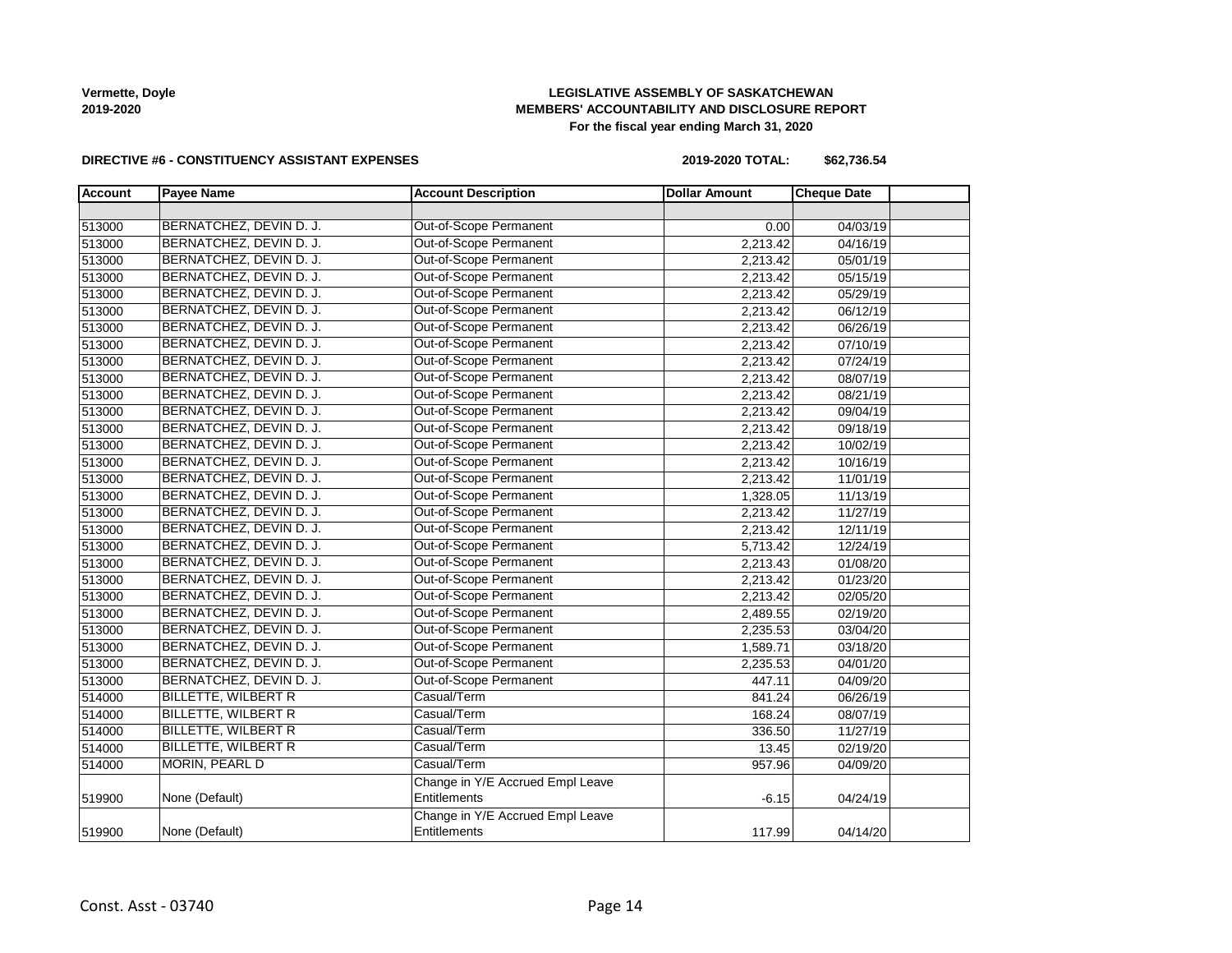Vermette, Doyle
2019-2020

**LEGISLATIVE ASSEMBLY OF SASKATCHEWAN**
**MEMBERS' ACCOUNTABILITY AND DISCLOSURE REPORT**
**For the fiscal year ending March 31, 2020**

**DIRECTIVE #6 - CONSTITUENCY ASSISTANT EXPENSES**

**2019-2020 TOTAL: $62,736.54**

| Account | Payee Name | Account Description | Dollar Amount | Cheque Date | |
|---|---|---|---|---|---|
| | | | | | |
| 513000 | BERNATCHEZ, DEVIN D. J. | Out-of-Scope Permanent | 0.00 | 04/03/19 | |
| 513000 | BERNATCHEZ, DEVIN D. J. | Out-of-Scope Permanent | 2,213.42 | 04/16/19 | |
| 513000 | BERNATCHEZ, DEVIN D. J. | Out-of-Scope Permanent | 2,213.42 | 05/01/19 | |
| 513000 | BERNATCHEZ, DEVIN D. J. | Out-of-Scope Permanent | 2,213.42 | 05/15/19 | |
| 513000 | BERNATCHEZ, DEVIN D. J. | Out-of-Scope Permanent | 2,213.42 | 05/29/19 | |
| 513000 | BERNATCHEZ, DEVIN D. J. | Out-of-Scope Permanent | 2,213.42 | 06/12/19 | |
| 513000 | BERNATCHEZ, DEVIN D. J. | Out-of-Scope Permanent | 2,213.42 | 06/26/19 | |
| 513000 | BERNATCHEZ, DEVIN D. J. | Out-of-Scope Permanent | 2,213.42 | 07/10/19 | |
| 513000 | BERNATCHEZ, DEVIN D. J. | Out-of-Scope Permanent | 2,213.42 | 07/24/19 | |
| 513000 | BERNATCHEZ, DEVIN D. J. | Out-of-Scope Permanent | 2,213.42 | 08/07/19 | |
| 513000 | BERNATCHEZ, DEVIN D. J. | Out-of-Scope Permanent | 2,213.42 | 08/21/19 | |
| 513000 | BERNATCHEZ, DEVIN D. J. | Out-of-Scope Permanent | 2,213.42 | 09/04/19 | |
| 513000 | BERNATCHEZ, DEVIN D. J. | Out-of-Scope Permanent | 2,213.42 | 09/18/19 | |
| 513000 | BERNATCHEZ, DEVIN D. J. | Out-of-Scope Permanent | 2,213.42 | 10/02/19 | |
| 513000 | BERNATCHEZ, DEVIN D. J. | Out-of-Scope Permanent | 2,213.42 | 10/16/19 | |
| 513000 | BERNATCHEZ, DEVIN D. J. | Out-of-Scope Permanent | 2,213.42 | 11/01/19 | |
| 513000 | BERNATCHEZ, DEVIN D. J. | Out-of-Scope Permanent | 1,328.05 | 11/13/19 | |
| 513000 | BERNATCHEZ, DEVIN D. J. | Out-of-Scope Permanent | 2,213.42 | 11/27/19 | |
| 513000 | BERNATCHEZ, DEVIN D. J. | Out-of-Scope Permanent | 2,213.42 | 12/11/19 | |
| 513000 | BERNATCHEZ, DEVIN D. J. | Out-of-Scope Permanent | 5,713.42 | 12/24/19 | |
| 513000 | BERNATCHEZ, DEVIN D. J. | Out-of-Scope Permanent | 2,213.43 | 01/08/20 | |
| 513000 | BERNATCHEZ, DEVIN D. J. | Out-of-Scope Permanent | 2,213.42 | 01/23/20 | |
| 513000 | BERNATCHEZ, DEVIN D. J. | Out-of-Scope Permanent | 2,213.42 | 02/05/20 | |
| 513000 | BERNATCHEZ, DEVIN D. J. | Out-of-Scope Permanent | 2,489.55 | 02/19/20 | |
| 513000 | BERNATCHEZ, DEVIN D. J. | Out-of-Scope Permanent | 2,235.53 | 03/04/20 | |
| 513000 | BERNATCHEZ, DEVIN D. J. | Out-of-Scope Permanent | 1,589.71 | 03/18/20 | |
| 513000 | BERNATCHEZ, DEVIN D. J. | Out-of-Scope Permanent | 2,235.53 | 04/01/20 | |
| 513000 | BERNATCHEZ, DEVIN D. J. | Out-of-Scope Permanent | 447.11 | 04/09/20 | |
| 514000 | BILLETTE, WILBERT R | Casual/Term | 841.24 | 06/26/19 | |
| 514000 | BILLETTE, WILBERT R | Casual/Term | 168.24 | 08/07/19 | |
| 514000 | BILLETTE, WILBERT R | Casual/Term | 336.50 | 11/27/19 | |
| 514000 | BILLETTE, WILBERT R | Casual/Term | 13.45 | 02/19/20 | |
| 514000 | MORIN, PEARL D | Casual/Term | 957.96 | 04/09/20 | |
| 519900 | None (Default) | Change in Y/E Accrued Empl Leave Entitlements | -6.15 | 04/24/19 | |
| 519900 | None (Default) | Change in Y/E Accrued Empl Leave Entitlements | 117.99 | 04/14/20 | |

Const. Asst - 03740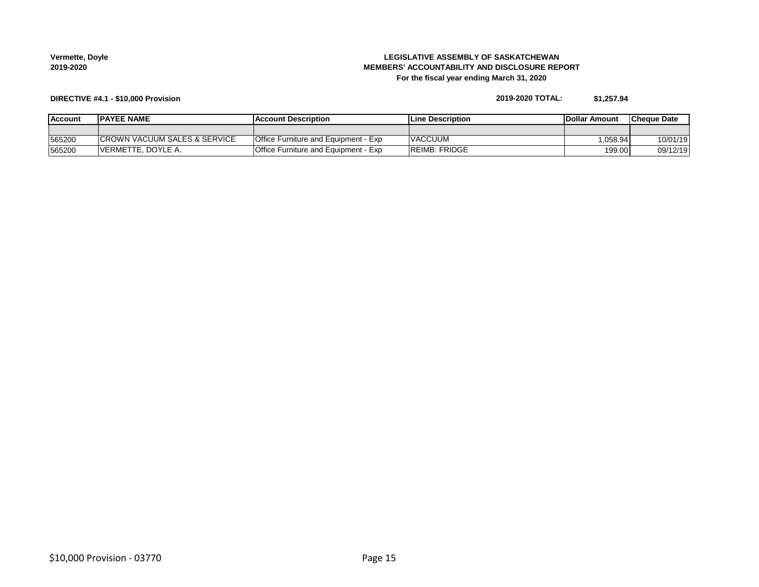**Vermette, Doyle**
**2019-2020**

**LEGISLATIVE ASSEMBLY OF SASKATCHEWAN**
**MEMBERS' ACCOUNTABILITY AND DISCLOSURE REPORT**
**For the fiscal year ending March 31, 2020**

**DIRECTIVE #4.1 - $10,000 Provision**

**2019-2020 TOTAL: $1,257.94**

| Account | PAYEE NAME | Account Description | Line Description | Dollar Amount | Cheque Date |
|---|---|---|---|---|---|
| | | | | | |
| 565200 | CROWN VACUUM SALES & SERVICE | Office Furniture and Equipment - Exp | VACCUUM | 1,058.94 | 10/01/19 |
| 565200 | VERMETTE, DOYLE A. | Office Furniture and Equipment - Exp | REIMB: FRIDGE | 199.00 | 09/12/19 |

$10,000 Provision - 03770